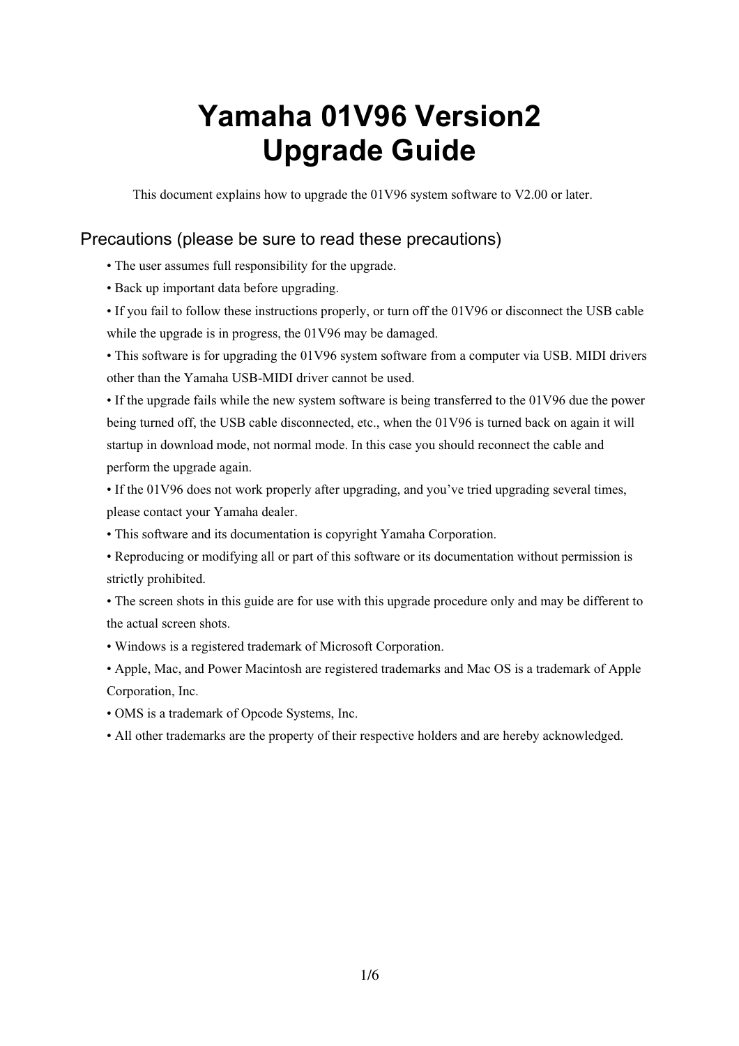# Yamaha 01V96 Version2
# Upgrade Guide

This document explains how to upgrade the 01V96 system software to V2.00 or later.

## Precautions (please be sure to read these precautions)

- The user assumes full responsibility for the upgrade.
- Back up important data before upgrading.
- If you fail to follow these instructions properly, or turn off the 01V96 or disconnect the USB cable while the upgrade is in progress, the 01V96 may be damaged.
- This software is for upgrading the 01V96 system software from a computer via USB. MIDI drivers other than the Yamaha USB-MIDI driver cannot be used.
- If the upgrade fails while the new system software is being transferred to the 01V96 due the power being turned off, the USB cable disconnected, etc., when the 01V96 is turned back on again it will startup in download mode, not normal mode. In this case you should reconnect the cable and perform the upgrade again.
- If the 01V96 does not work properly after upgrading, and you've tried upgrading several times, please contact your Yamaha dealer.
- This software and its documentation is copyright Yamaha Corporation.
- Reproducing or modifying all or part of this software or its documentation without permission is strictly prohibited.
- The screen shots in this guide are for use with this upgrade procedure only and may be different to the actual screen shots.
- Windows is a registered trademark of Microsoft Corporation.
- Apple, Mac, and Power Macintosh are registered trademarks and Mac OS is a trademark of Apple Corporation, Inc.
- OMS is a trademark of Opcode Systems, Inc.
- All other trademarks are the property of their respective holders and are hereby acknowledged.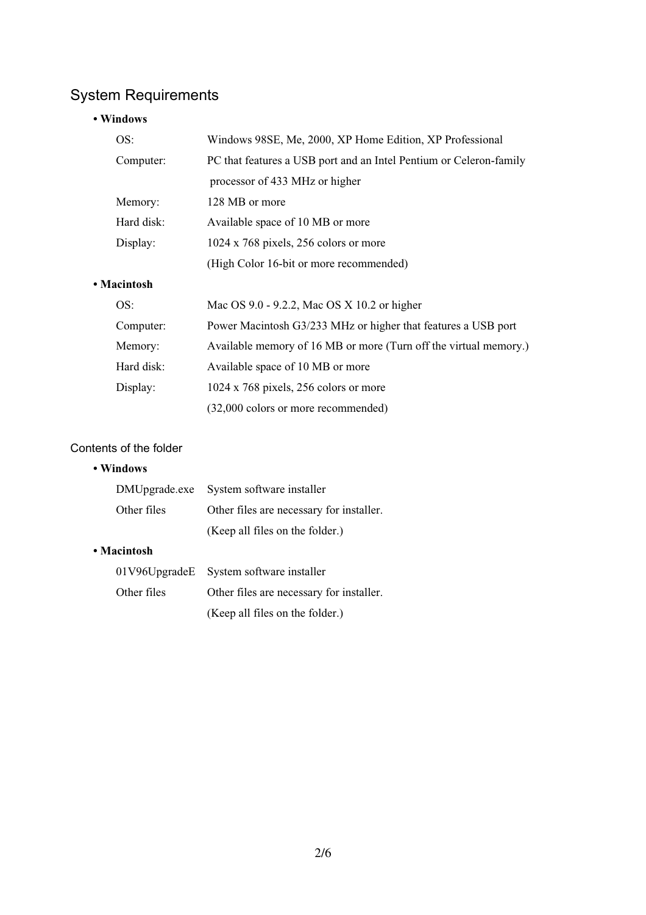## System Requirements

**• Windows**

| | |
|---|---|
| OS: | Windows 98SE, Me, 2000, XP Home Edition, XP Professional |
| Computer: | PC that features a USB port and an Intel Pentium or Celeron-family processor of 433 MHz or higher |
| Memory: | 128 MB or more |
| Hard disk: | Available space of 10 MB or more |
| Display: | 1024 x 768 pixels, 256 colors or more (High Color 16-bit or more recommended) |

**• Macintosh**

| | |
|---|---|
| OS: | Mac OS 9.0 - 9.2.2, Mac OS X 10.2 or higher |
| Computer: | Power Macintosh G3/233 MHz or higher that features a USB port |
| Memory: | Available memory of 16 MB or more (Turn off the virtual memory.) |
| Hard disk: | Available space of 10 MB or more |
| Display: | 1024 x 768 pixels, 256 colors or more (32,000 colors or more recommended) |

### Contents of the folder

**• Windows**

| | |
|---|---|
| DMUpgrade.exe | System software installer |
| Other files | Other files are necessary for installer. (Keep all files on the folder.) |

**• Macintosh**

| | |
|---|---|
| 01V96UpgradeE | System software installer |
| Other files | Other files are necessary for installer. (Keep all files on the folder.) |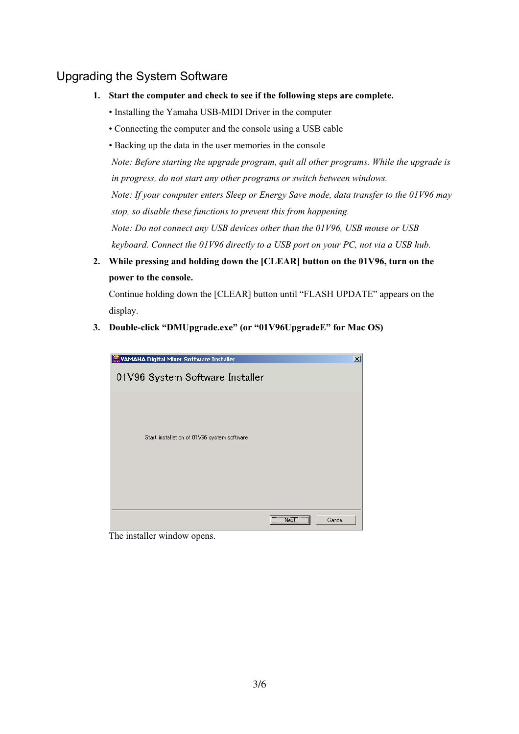## Upgrading the System Software

1. **Start the computer and check to see if the following steps are complete.**

   • Installing the Yamaha USB-MIDI Driver in the computer

   • Connecting the computer and the console using a USB cable

   • Backing up the data in the user memories in the console

   *Note: Before starting the upgrade program, quit all other programs. While the upgrade is in progress, do not start any other programs or switch between windows.*

   *Note: If your computer enters Sleep or Energy Save mode, data transfer to the 01V96 may stop, so disable these functions to prevent this from happening.*

   *Note: Do not connect any USB devices other than the 01V96, USB mouse or USB keyboard. Connect the 01V96 directly to a USB port on your PC, not via a USB hub.*

2. **While pressing and holding down the [CLEAR] button on the 01V96, turn on the power to the console.**

   Continue holding down the [CLEAR] button until “FLASH UPDATE” appears on the display.

3. **Double-click “DMUpgrade.exe” (or “01V96UpgradeE” for Mac OS)**

   The installer window opens.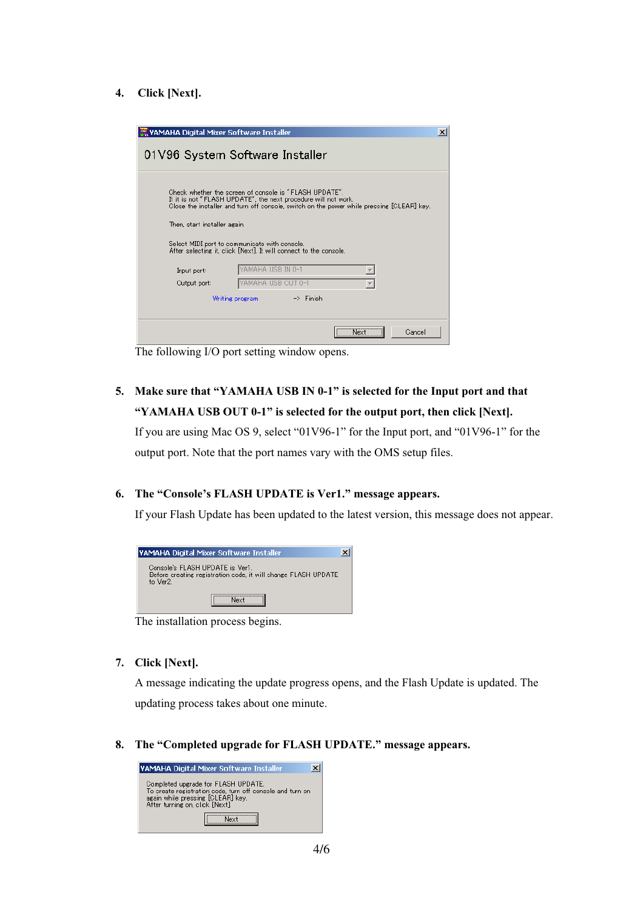4. **Click [Next].**

YAMAHA Digital Mixer Software Installer

01V96 System Software Installer

Check whether the screen of console is "FLASH UPDATE".
If it is not "FLASH UPDATE", the next procedure will not work.
Close the installer and turn off console, switch on the power while pressing [CLEAR] key.

Then, start installer again

Select MIDI port to communicate with console.
After selecting it, click [Next]. It will connect to the console.

Input port: YAMAHA USB IN 0-1
Output port: YAMAHA USB OUT 0-1

Writing program -> Finish

Next Cancel

The following I/O port setting window opens.

5. **Make sure that "YAMAHA USB IN 0-1" is selected for the Input port and that "YAMAHA USB OUT 0-1" is selected for the output port, then click [Next].**

   If you are using Mac OS 9, select "01V96-1" for the Input port, and "01V96-1" for the output port. Note that the port names vary with the OMS setup files.

6. **The "Console's FLASH UPDATE is Ver1." message appears.**

   If your Flash Update has been updated to the latest version, this message does not appear.

YAMAHA Digital Mixer Software Installer

Console's FLASH UPDATE is Ver1.
Before creating registration code, it will change FLASH UPDATE to Ver2.

Next

The installation process begins.

7. **Click [Next].**

   A message indicating the update progress opens, and the Flash Update is updated. The updating process takes about one minute.

8. **The "Completed upgrade for FLASH UPDATE." message appears.**

YAMAHA Digital Mixer Software Installer

Completed upgrade for FLASH UPDATE.
To create registration code, turn off console and turn on again while pressing [CLEAR] key.
After turning on, click [Next]

Next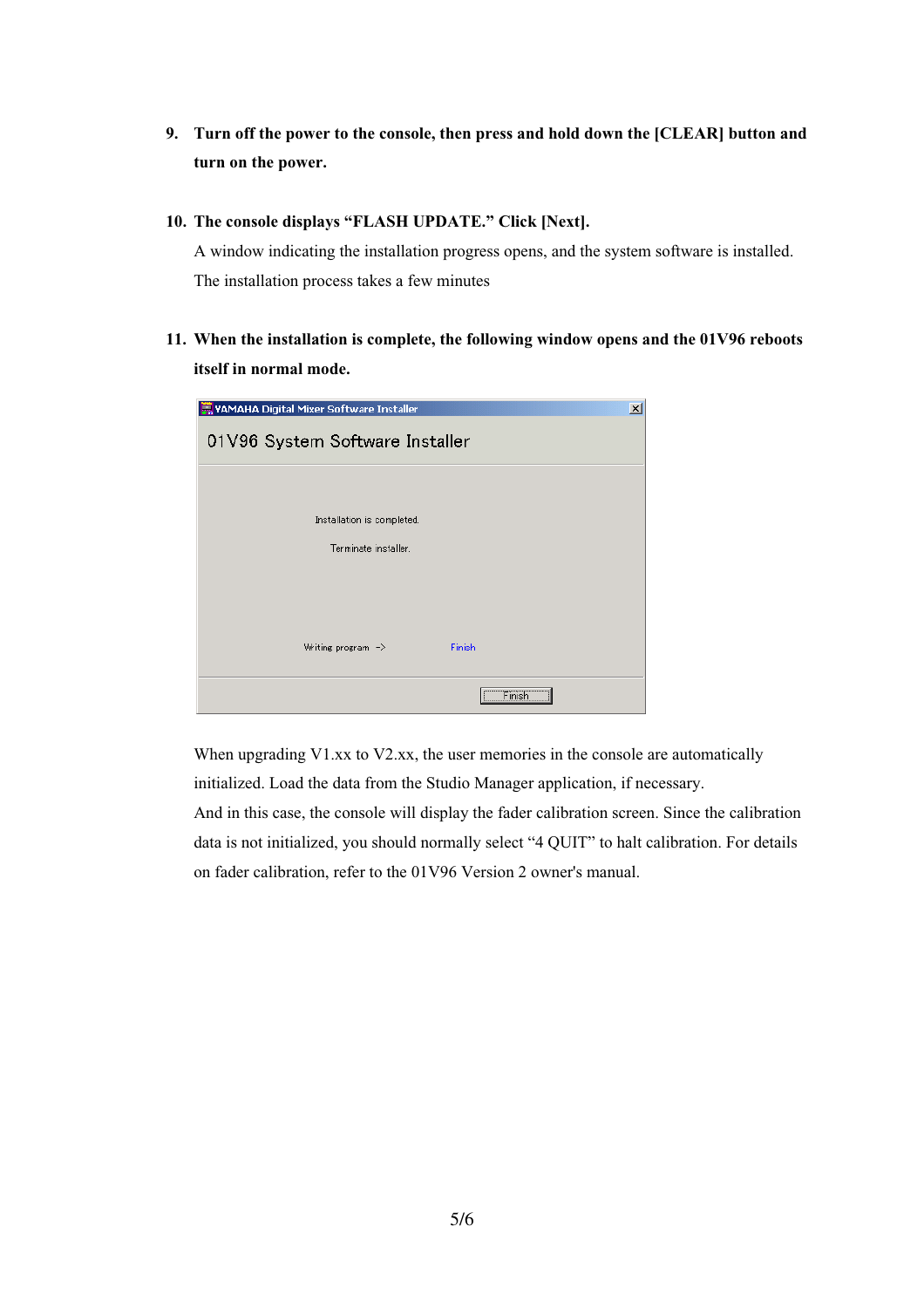9. **Turn off the power to the console, then press and hold down the [CLEAR] button and turn on the power.**

10. **The console displays "FLASH UPDATE." Click [Next].**

    A window indicating the installation progress opens, and the system software is installed. The installation process takes a few minutes

11. **When the installation is complete, the following window opens and the 01V96 reboots itself in normal mode.**

    YAMAHA Digital Mixer Software Installer

    01V96 System Software Installer

    Installation is completed.

    Terminate installer.

    Writing program -> Finish

    Finish

    When upgrading V1.xx to V2.xx, the user memories in the console are automatically initialized. Load the data from the Studio Manager application, if necessary.
    And in this case, the console will display the fader calibration screen. Since the calibration data is not initialized, you should normally select "4 QUIT" to halt calibration. For details on fader calibration, refer to the 01V96 Version 2 owner's manual.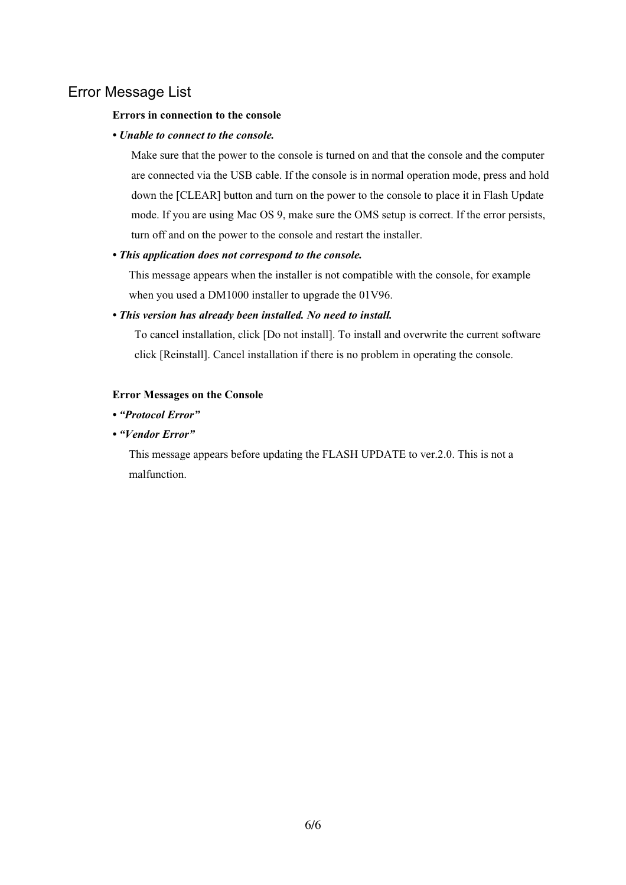## Error Message List

**Errors in connection to the console**

- ***Unable to connect to the console.***

  Make sure that the power to the console is turned on and that the console and the computer are connected via the USB cable. If the console is in normal operation mode, press and hold down the [CLEAR] button and turn on the power to the console to place it in Flash Update mode. If you are using Mac OS 9, make sure the OMS setup is correct. If the error persists, turn off and on the power to the console and restart the installer.

- ***This application does not correspond to the console.***

  This message appears when the installer is not compatible with the console, for example when you used a DM1000 installer to upgrade the 01V96.

- ***This version has already been installed. No need to install.***

  To cancel installation, click [Do not install]. To install and overwrite the current software click [Reinstall]. Cancel installation if there is no problem in operating the console.

**Error Messages on the Console**

- ***"Protocol Error"***
- ***"Vendor Error"***

  This message appears before updating the FLASH UPDATE to ver.2.0. This is not a malfunction.